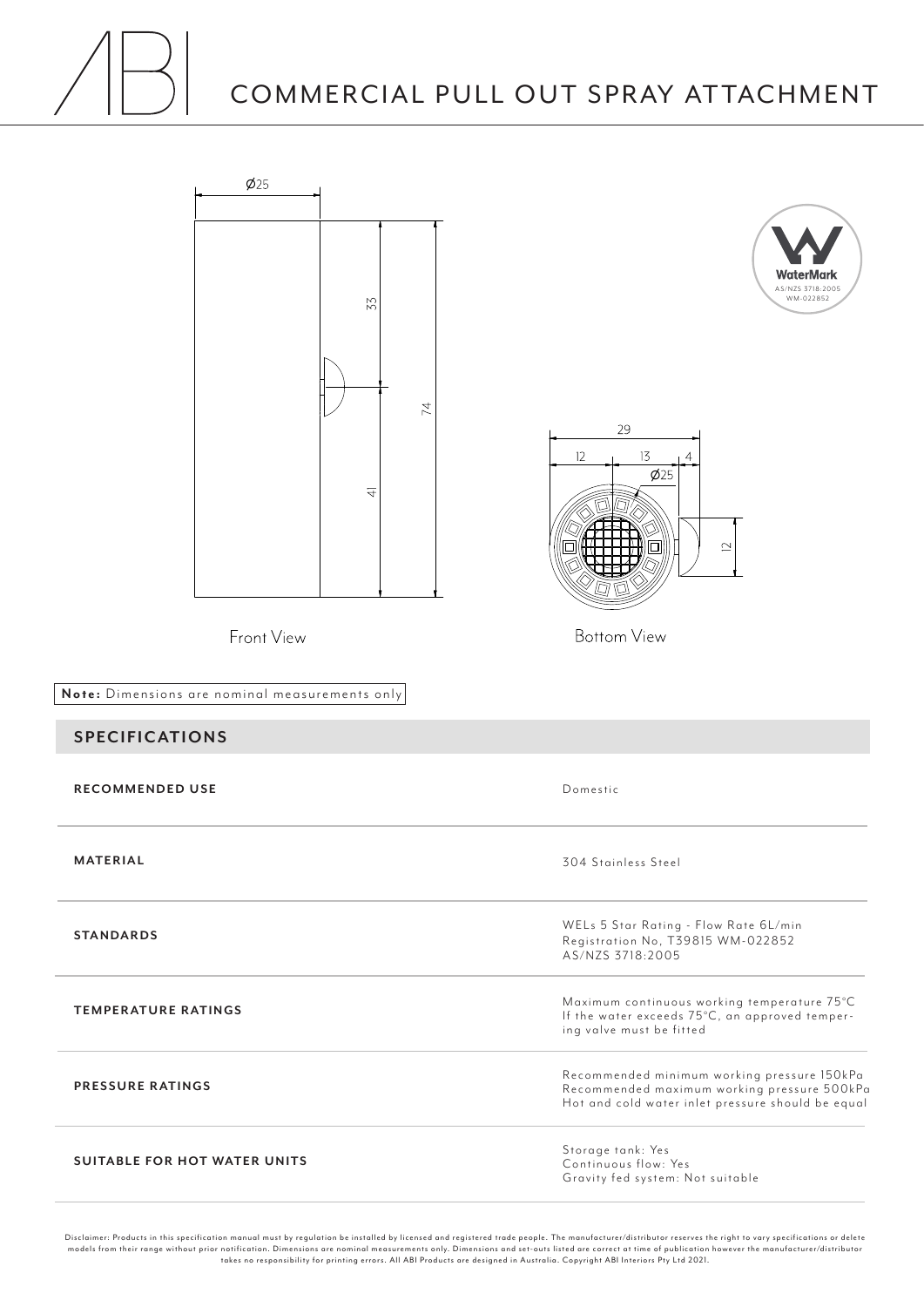# COMMERCIAL PULL OUT SPRAY ATTACHMENT

Front View

Bottom View

**Note:** Dimensions are nominal measurements only

## SPECIFICATIONS

| | |
|---|---|
| **RECOMMENDED USE** | Domestic |
| **MATERIAL** | 304 Stainless Steel |
| **STANDARDS** | WELs 5 Star Rating - Flow Rate 6L/min<br>Registration No, T39815 WM-022852<br>AS/NZS 3718:2005 |
| **TEMPERATURE RATINGS** | Maximum continuous working temperature 75°C<br>If the water exceeds 75°C, an approved tempering valve must be fitted |
| **PRESSURE RATINGS** | Recommended minimum working pressure 150kPa<br>Recommended maximum working pressure 500kPa<br>Hot and cold water inlet pressure should be equal |
| **SUITABLE FOR HOT WATER UNITS** | Storage tank: Yes<br>Continuous flow: Yes<br>Gravity fed system: Not suitable |

Disclaimer: Products in this specification manual must by regulation be installed by licensed and registered trade people. The manufacturer/distributor reserves the right to vary specifications or delete models from their range without prior notification. Dimensions are nominal measurements only. Dimensions and set-outs listed are correct at time of publication however the manufacturer/distributor takes no responsibility for printing errors. All ABI Products are designed in Australia. Copyright ABI Interiors Pty Ltd 2021.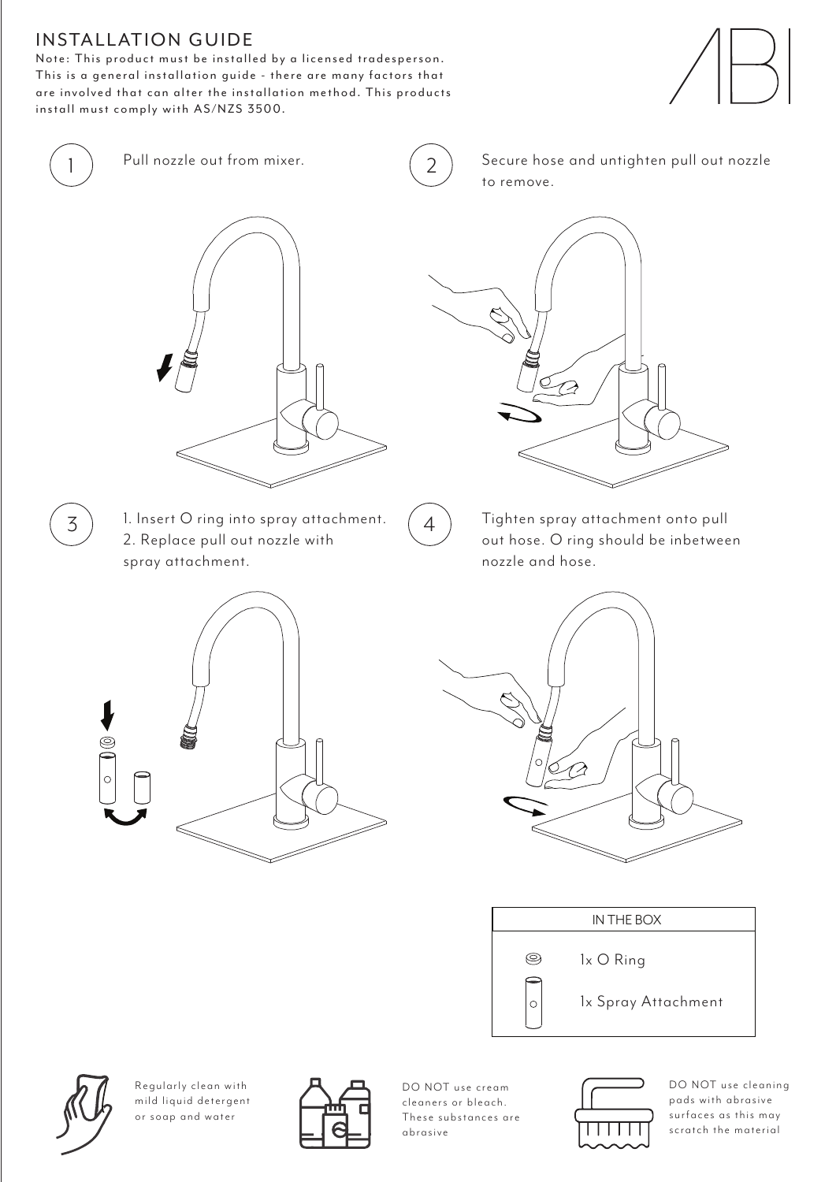# INSTALLATION GUIDE

Note: This product must be installed by a licensed tradesperson. This is a general installation guide - there are many factors that are involved that can alter the installation method. This products install must comply with AS/NZS 3500.

1. Pull nozzle out from mixer.

2. Secure hose and untighten pull out nozzle to remove.

3. 1. Insert O ring into spray attachment.
   2. Replace pull out nozzle with spray attachment.

4. Tighten spray attachment onto pull out hose. O ring should be inbetween nozzle and hose.

| IN THE BOX |
|---|
| 1x O Ring |
| 1x Spray Attachment |

Regularly clean with mild liquid detergent or soap and water

DO NOT use cream cleaners or bleach. These substances are abrasive

DO NOT use cleaning pads with abrasive surfaces as this may scratch the material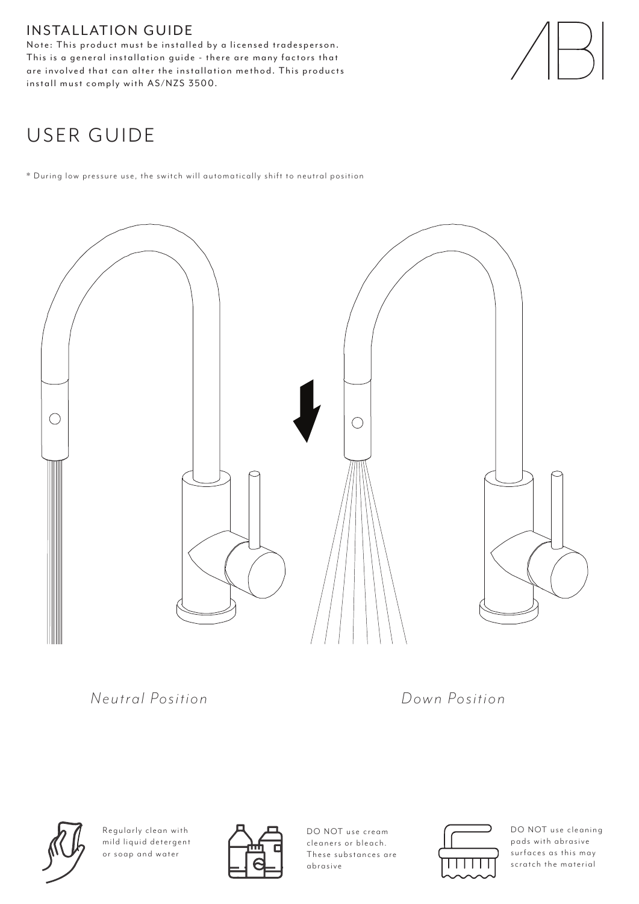## INSTALLATION GUIDE

Note: This product must be installed by a licensed tradesperson. This is a general installation guide - there are many factors that are involved that can alter the installation method. This products install must comply with AS/NZS 3500.

# USER GUIDE

* During low pressure use, the switch will automatically shift to neutral position

*Neutral Position*

*Down Position*

Regularly clean with mild liquid detergent or soap and water

DO NOT use cream cleaners or bleach. These substances are abrasive

DO NOT use cleaning pads with abrasive surfaces as this may scratch the material